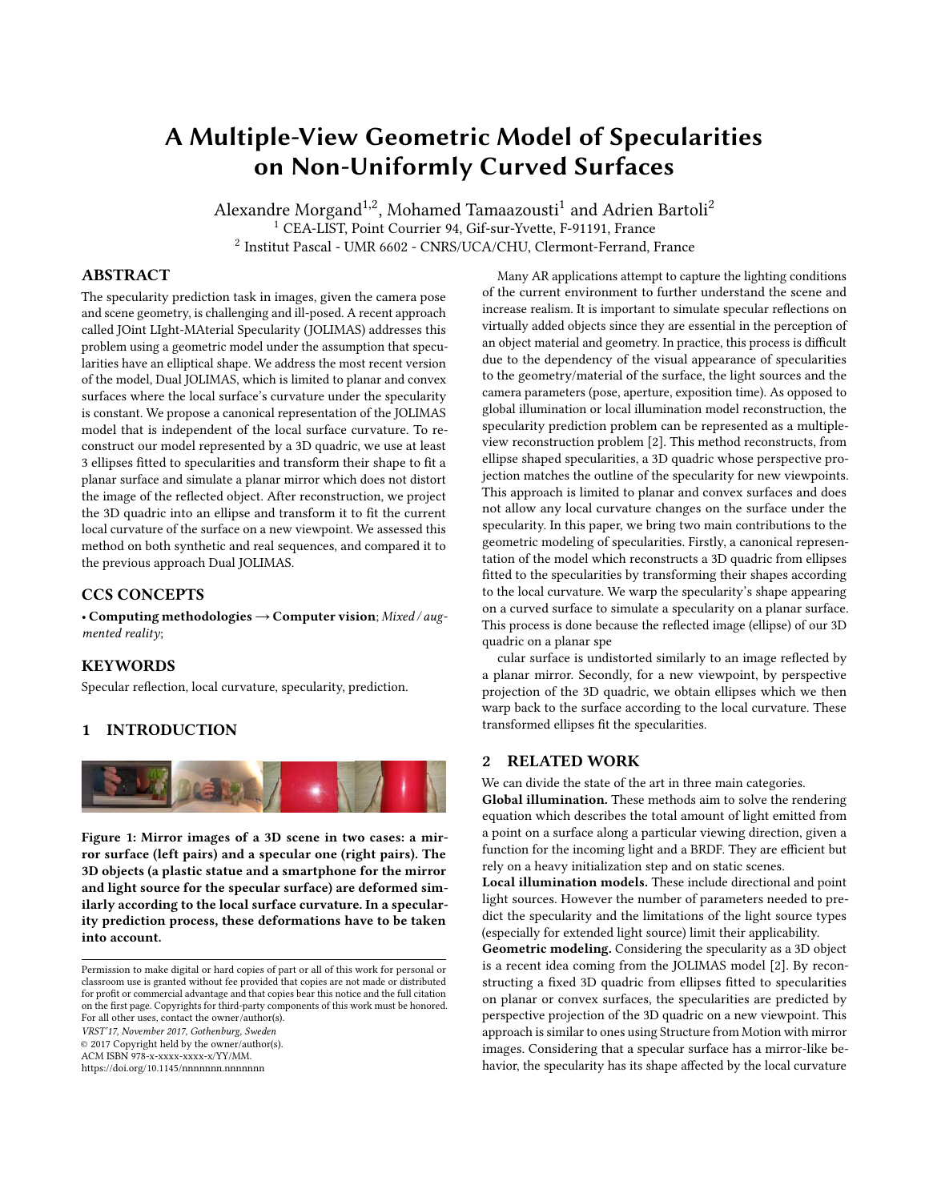# A Multiple-View Geometric Model of Specularities on Non-Uniformly Curved Surfaces

Alexandre Morgand[1,2], Mohamed Tamaazousti[1] and Adrien Bartoli[2]
[1] CEA-LIST, Point Courrier 94, Gif-sur-Yvette, F-91191, France
[2] Institut Pascal - UMR 6602 - CNRS/UCA/CHU, Clermont-Ferrand, France

## ABSTRACT

The specularity prediction task in images, given the camera pose and scene geometry, is challenging and ill-posed. A recent approach called JOint LIght-MAterial Specularity (JOLIMAS) addresses this problem using a geometric model under the assumption that specularities have an elliptical shape. We address the most recent version of the model, Dual JOLIMAS, which is limited to planar and convex surfaces where the local surface's curvature under the specularity is constant. We propose a canonical representation of the JOLIMAS model that is independent of the local surface curvature. To reconstruct our model represented by a 3D quadric, we use at least 3 ellipses fitted to specularities and transform their shape to fit a planar surface and simulate a planar mirror which does not distort the image of the reflected object. After reconstruction, we project the 3D quadric into an ellipse and transform it to fit the current local curvature of the surface on a new viewpoint. We assessed this method on both synthetic and real sequences, and compared it to the previous approach Dual JOLIMAS.

## CCS CONCEPTS

• **Computing methodologies → Computer vision**; *Mixed / augmented reality*;

## KEYWORDS

Specular reflection, local curvature, specularity, prediction.

## 1 INTRODUCTION

**Figure 1: Mirror images of a 3D scene in two cases: a mirror surface (left pairs) and a specular one (right pairs). The 3D objects (a plastic statue and a smartphone for the mirror and light source for the specular surface) are deformed similarly according to the local surface curvature. In a specularity prediction process, these deformations have to be taken into account.**

Permission to make digital or hard copies of part or all of this work for personal or classroom use is granted without fee provided that copies are not made or distributed for profit or commercial advantage and that copies bear this notice and the full citation on the first page. Copyrights for third-party components of this work must be honored. For all other uses, contact the owner/author(s).
*VRST'17, November 2017, Gothenburg, Sweden*
© 2017 Copyright held by the owner/author(s).
ACM ISBN 978-x-xxxx-xxxx-x/YY/MM.
https://doi.org/10.1145/nnnnnnn.nnnnnnn

Many AR applications attempt to capture the lighting conditions of the current environment to further understand the scene and increase realism. It is important to simulate specular reflections on virtually added objects since they are essential in the perception of an object material and geometry. In practice, this process is difficult due to the dependency of the visual appearance of specularities to the geometry/material of the surface, the light sources and the camera parameters (pose, aperture, exposition time). As opposed to global illumination or local illumination model reconstruction, the specularity prediction problem can be represented as a multiple-view reconstruction problem [2]. This method reconstructs, from ellipse shaped specularities, a 3D quadric whose perspective projection matches the outline of the specularity for new viewpoints. This approach is limited to planar and convex surfaces and does not allow any local curvature changes on the surface under the specularity. In this paper, we bring two main contributions to the geometric modeling of specularities. Firstly, a canonical representation of the model which reconstructs a 3D quadric from ellipses fitted to the specularities by transforming their shapes according to the local curvature. We warp the specularity's shape appearing on a curved surface to simulate a specularity on a planar surface. This process is done because the reflected image (ellipse) of our 3D quadric on a planar specular surface is undistorted similarly to an image reflected by a planar mirror. Secondly, for a new viewpoint, by perspective projection of the 3D quadric, we obtain ellipses which we then warp back to the surface according to the local curvature. These transformed ellipses fit the specularities.

## 2 RELATED WORK

We can divide the state of the art in three main categories.

**Global illumination.** These methods aim to solve the rendering equation which describes the total amount of light emitted from a point on a surface along a particular viewing direction, given a function for the incoming light and a BRDF. They are efficient but rely on a heavy initialization step and on static scenes.

**Local illumination models.** These include directional and point light sources. However the number of parameters needed to predict the specularity and the limitations of the light source types (especially for extended light source) limit their applicability.

**Geometric modeling.** Considering the specularity as a 3D object is a recent idea coming from the JOLIMAS model [2]. By reconstructing a fixed 3D quadric from ellipses fitted to specularities on planar or convex surfaces, the specularities are predicted by perspective projection of the 3D quadric on a new viewpoint. This approach is similar to ones using Structure from Motion with mirror images. Considering that a specular surface has a mirror-like behavior, the specularity has its shape affected by the local curvature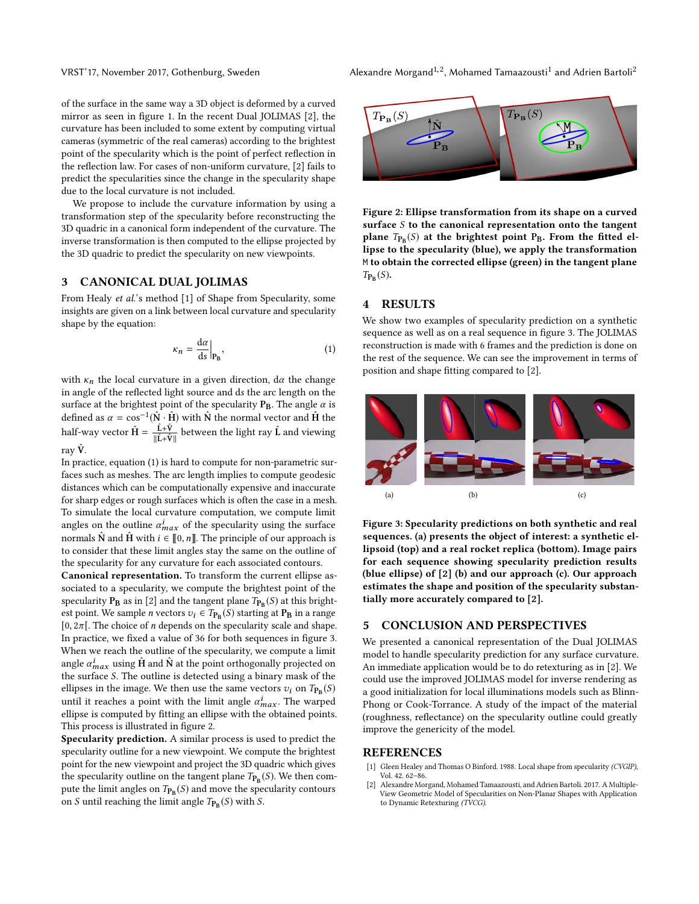of the surface in the same way a 3D object is deformed by a curved mirror as seen in figure 1. In the recent Dual JOLIMAS [2], the curvature has been included to some extent by computing virtual cameras (symmetric of the real cameras) according to the brightest point of the specularity which is the point of perfect reflection in the reflection law. For cases of non-uniform curvature, [2] fails to predict the specularities since the change in the specularity shape due to the local curvature is not included.

We propose to include the curvature information by using a transformation step of the specularity before reconstructing the 3D quadric in a canonical form independent of the curvature. The inverse transformation is then computed to the ellipse projected by the 3D quadric to predict the specularity on new viewpoints.

## 3 CANONICAL DUAL JOLIMAS

From Healy *et al.*'s method [1] of Shape from Specularity, some insights are given on a link between local curvature and specularity shape by the equation:

$$\kappa_n = \left.\frac{\mathrm{d}\alpha}{\mathrm{d}s}\right|_{\mathbf{P_B}}, \tag{1}$$

with $\kappa_n$ the local curvature in a given direction, $\mathrm{d}\alpha$ the change in angle of the reflected light source and $\mathrm{d}s$ the arc length on the surface at the brightest point of the specularity $\mathbf{P_B}$. The angle $\alpha$ is defined as $\alpha = \cos^{-1}(\hat{\mathbf{N}} \cdot \hat{\mathbf{H}})$ with $\hat{\mathbf{N}}$ the normal vector and $\hat{\mathbf{H}}$ the half-way vector $\hat{\mathbf{H}} = \frac{\hat{\mathbf{L}}+\hat{\mathbf{V}}}{\|\hat{\mathbf{L}}+\hat{\mathbf{V}}\|}$ between the light ray $\hat{\mathbf{L}}$ and viewing ray $\hat{\mathbf{V}}$.

In practice, equation (1) is hard to compute for non-parametric surfaces such as meshes. The arc length implies to compute geodesic distances which can be computationally expensive and inaccurate for sharp edges or rough surfaces which is often the case in a mesh. To simulate the local curvature computation, we compute the limit angles on the outline $\alpha^i_{max}$ of the specularity using the surface normals $\hat{\mathbf{N}}$ and $\hat{\mathbf{H}}$ with $i \in [\![0, n]\!]$. The principle of our approach is to consider that these limit angles stay the same on the outline of the specularity for any curvature for each associated contours.

**Canonical representation.** To transform the current ellipse associated to a specularity, we compute the brightest point of the specularity $\mathbf{P_B}$ as in [2] and the tangent plane $T_{\mathbf{P_B}}(S)$ at this brightest point. We sample $n$ vectors $v_i \in T_{\mathbf{P_B}}(S)$ starting at $\mathbf{P_B}$ in a range $[0, 2\pi[$. The choice of $n$ depends on the specularity scale and shape. In practice, we fixed a value of 36 for both sequences in figure 3. When we reach the outline of the specularity, we compute a limit angle $\alpha^i_{max}$ using $\hat{\mathbf{H}}$ and $\hat{\mathbf{N}}$ at the point orthogonally projected on the surface $S$. The outline is detected using a binary mask of the ellipses in the image. We then use the same vectors $v_i$ on $T_{\mathbf{P_B}}(S)$ until it reaches a point with the limit angle $\alpha^i_{max}$. The warped ellipse is computed by fitting an ellipse with the obtained points. This process is illustrated in figure 2.

**Specularity prediction.** A similar process is used to predict the specularity outline for a new viewpoint. We compute the brightest point for the new viewpoint and project the 3D quadric which gives the specularity outline on the tangent plane $T_{\mathbf{P_B}}(S)$. We then compute the limit angles on $T_{\mathbf{P_B}}(S)$ and move the specularity contours on $S$ until reaching the limit angle $T_{\mathbf{P_B}}(S)$ with $S$.

$T_{\mathbf{P_B}}(S)$ $\hat{\mathbf{N}}$ $\mathbf{P_B}$ $T_{\mathbf{P_B}}(S)$ M $\mathbf{P_B}$

**Figure 2: Ellipse transformation from its shape on a curved surface $S$ to the canonical representation onto the tangent plane $T_{\mathbf{P_B}}(S)$ at the brightest point $\mathbf{P_B}$. From the fitted ellipse to the specularity (blue), we apply the transformation M to obtain the corrected ellipse (green) in the tangent plane $T_{\mathbf{P_B}}(S)$.**

## 4 RESULTS

We show two examples of specularity prediction on a synthetic sequence as well as on a real sequence in figure 3. The JOLIMAS reconstruction is made with 6 frames and the prediction is done on the rest of the sequence. We can see the improvement in terms of position and shape fitting compared to [2].

(a) (b) (c)

**Figure 3: Specularity predictions on both synthetic and real sequences. (a) presents the object of interest: a synthetic ellipsoid (top) and a real rocket replica (bottom). Image pairs for each sequence showing specularity prediction results (blue ellipse) of [2] (b) and our approach (c). Our approach estimates the shape and position of the specularity substantially more accurately compared to [2].**

## 5 CONCLUSION AND PERSPECTIVES

We presented a canonical representation of the Dual JOLIMAS model to handle specularity prediction for any surface curvature. An immediate application would be to do retexturing as in [2]. We could use the improved JOLIMAS model for inverse rendering as a good initialization for local illuminations models such as Blinn-Phong or Cook-Torrance. A study of the impact of the material (roughness, reflectance) on the specularity outline could greatly improve the genericity of the model.

## REFERENCES

[1] Gleen Healey and Thomas O Binford. 1988. Local shape from specularity. *(CVGIP)*, Vol. 42. 62–86.

[2] Alexandre Morgand, Mohamed Tamaazousti, and Adrien Bartoli. 2017. A Multiple-View Geometric Model of Specularities on Non-Planar Shapes with Application to Dynamic Retexturing *(TVCG)*.